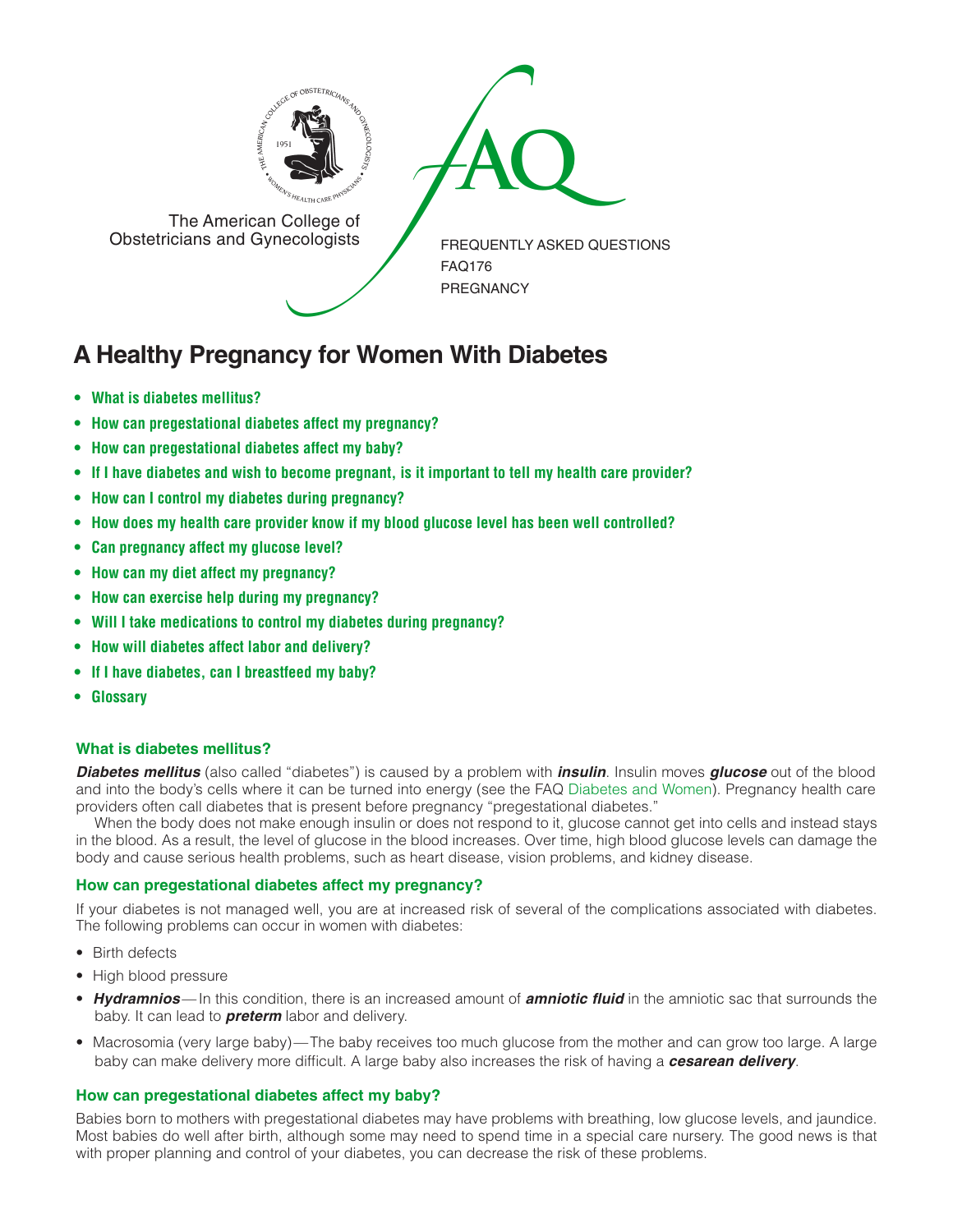The American College of Obstetricians and Gynecologists

FREQUENTLY ASKED QUESTIONS
FAQ176
PREGNANCY

# A Healthy Pregnancy for Women With Diabetes

- **What is diabetes mellitus?**
- **How can pregestational diabetes affect my pregnancy?**
- **How can pregestational diabetes affect my baby?**
- **If I have diabetes and wish to become pregnant, is it important to tell my health care provider?**
- **How can I control my diabetes during pregnancy?**
- **How does my health care provider know if my blood glucose level has been well controlled?**
- **Can pregnancy affect my glucose level?**
- **How can my diet affect my pregnancy?**
- **How can exercise help during my pregnancy?**
- **Will I take medications to control my diabetes during pregnancy?**
- **How will diabetes affect labor and delivery?**
- **If I have diabetes, can I breastfeed my baby?**
- **Glossary**

## What is diabetes mellitus?

***Diabetes mellitus*** (also called "diabetes") is caused by a problem with ***insulin***. Insulin moves ***glucose*** out of the blood and into the body's cells where it can be turned into energy (see the FAQ Diabetes and Women). Pregnancy health care providers often call diabetes that is present before pregnancy "pregestational diabetes."

When the body does not make enough insulin or does not respond to it, glucose cannot get into cells and instead stays in the blood. As a result, the level of glucose in the blood increases. Over time, high blood glucose levels can damage the body and cause serious health problems, such as heart disease, vision problems, and kidney disease.

## How can pregestational diabetes affect my pregnancy?

If your diabetes is not managed well, you are at increased risk of several of the complications associated with diabetes. The following problems can occur in women with diabetes:

- Birth defects
- High blood pressure
- ***Hydramnios***—In this condition, there is an increased amount of ***amniotic fluid*** in the amniotic sac that surrounds the baby. It can lead to ***preterm*** labor and delivery.
- Macrosomia (very large baby)—The baby receives too much glucose from the mother and can grow too large. A large baby can make delivery more difficult. A large baby also increases the risk of having a ***cesarean delivery***.

## How can pregestational diabetes affect my baby?

Babies born to mothers with pregestational diabetes may have problems with breathing, low glucose levels, and jaundice. Most babies do well after birth, although some may need to spend time in a special care nursery. The good news is that with proper planning and control of your diabetes, you can decrease the risk of these problems.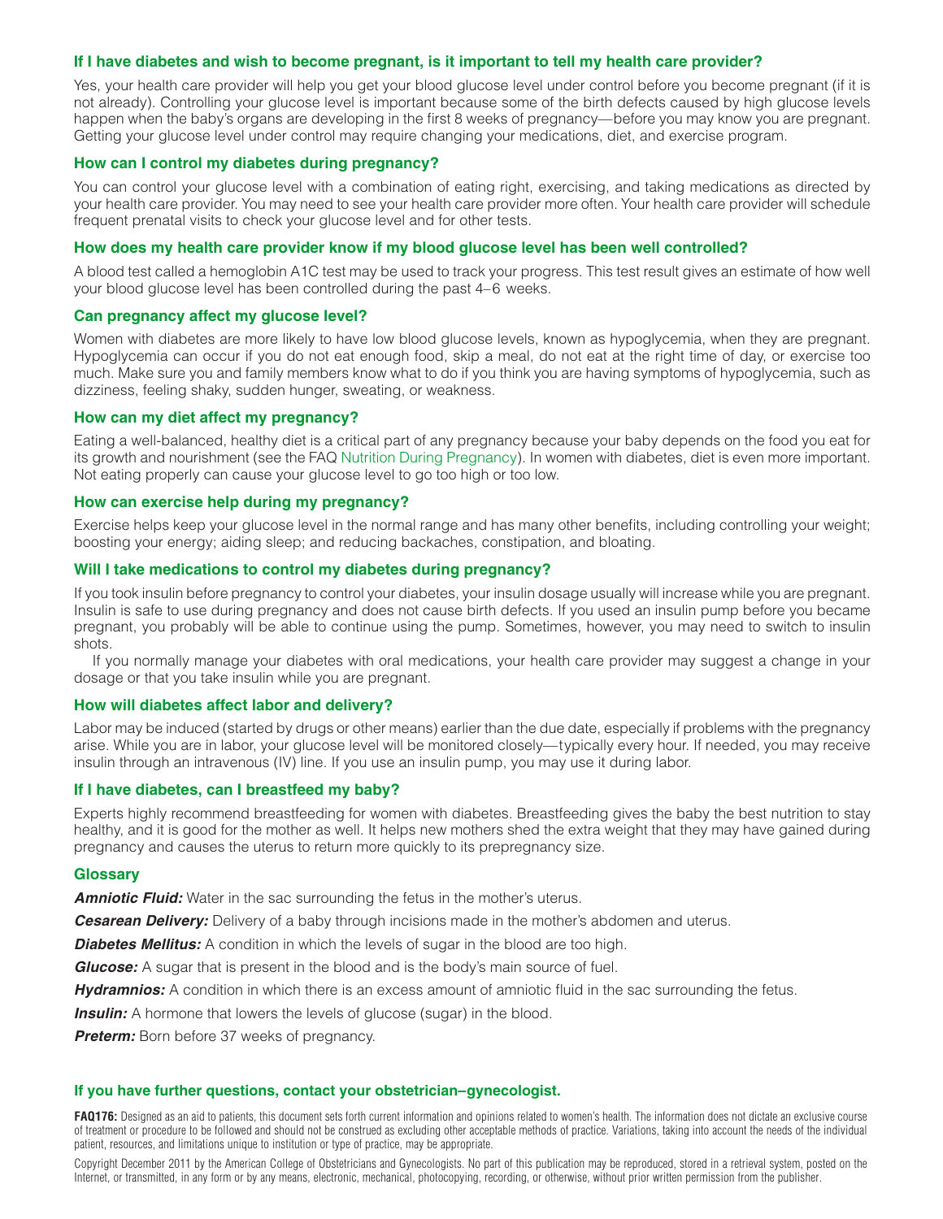### If I have diabetes and wish to become pregnant, is it important to tell my health care provider?

Yes, your health care provider will help you get your blood glucose level under control before you become pregnant (if it is not already). Controlling your glucose level is important because some of the birth defects caused by high glucose levels happen when the baby's organs are developing in the first 8 weeks of pregnancy—before you may know you are pregnant. Getting your glucose level under control may require changing your medications, diet, and exercise program.

### How can I control my diabetes during pregnancy?

You can control your glucose level with a combination of eating right, exercising, and taking medications as directed by your health care provider. You may need to see your health care provider more often. Your health care provider will schedule frequent prenatal visits to check your glucose level and for other tests.

### How does my health care provider know if my blood glucose level has been well controlled?

A blood test called a hemoglobin A1C test may be used to track your progress. This test result gives an estimate of how well your blood glucose level has been controlled during the past 4–6 weeks.

### Can pregnancy affect my glucose level?

Women with diabetes are more likely to have low blood glucose levels, known as hypoglycemia, when they are pregnant. Hypoglycemia can occur if you do not eat enough food, skip a meal, do not eat at the right time of day, or exercise too much. Make sure you and family members know what to do if you think you are having symptoms of hypoglycemia, such as dizziness, feeling shaky, sudden hunger, sweating, or weakness.

### How can my diet affect my pregnancy?

Eating a well-balanced, healthy diet is a critical part of any pregnancy because your baby depends on the food you eat for its growth and nourishment (see the FAQ Nutrition During Pregnancy). In women with diabetes, diet is even more important. Not eating properly can cause your glucose level to go too high or too low.

### How can exercise help during my pregnancy?

Exercise helps keep your glucose level in the normal range and has many other benefits, including controlling your weight; boosting your energy; aiding sleep; and reducing backaches, constipation, and bloating.

### Will I take medications to control my diabetes during pregnancy?

If you took insulin before pregnancy to control your diabetes, your insulin dosage usually will increase while you are pregnant. Insulin is safe to use during pregnancy and does not cause birth defects. If you used an insulin pump before you became pregnant, you probably will be able to continue using the pump. Sometimes, however, you may need to switch to insulin shots.

If you normally manage your diabetes with oral medications, your health care provider may suggest a change in your dosage or that you take insulin while you are pregnant.

### How will diabetes affect labor and delivery?

Labor may be induced (started by drugs or other means) earlier than the due date, especially if problems with the pregnancy arise. While you are in labor, your glucose level will be monitored closely—typically every hour. If needed, you may receive insulin through an intravenous (IV) line. If you use an insulin pump, you may use it during labor.

### If I have diabetes, can I breastfeed my baby?

Experts highly recommend breastfeeding for women with diabetes. Breastfeeding gives the baby the best nutrition to stay healthy, and it is good for the mother as well. It helps new mothers shed the extra weight that they may have gained during pregnancy and causes the uterus to return more quickly to its prepregnancy size.

### Glossary

***Amniotic Fluid:*** Water in the sac surrounding the fetus in the mother's uterus.

***Cesarean Delivery:*** Delivery of a baby through incisions made in the mother's abdomen and uterus.

***Diabetes Mellitus:*** A condition in which the levels of sugar in the blood are too high.

***Glucose:*** A sugar that is present in the blood and is the body's main source of fuel.

***Hydramnios:*** A condition in which there is an excess amount of amniotic fluid in the sac surrounding the fetus.

***Insulin:*** A hormone that lowers the levels of glucose (sugar) in the blood.

***Preterm:*** Born before 37 weeks of pregnancy.

**If you have further questions, contact your obstetrician–gynecologist.**

**FAQ176:** Designed as an aid to patients, this document sets forth current information and opinions related to women's health. The information does not dictate an exclusive course of treatment or procedure to be followed and should not be construed as excluding other acceptable methods of practice. Variations, taking into account the needs of the individual patient, resources, and limitations unique to institution or type of practice, may be appropriate.

Copyright December 2011 by the American College of Obstetricians and Gynecologists. No part of this publication may be reproduced, stored in a retrieval system, posted on the Internet, or transmitted, in any form or by any means, electronic, mechanical, photocopying, recording, or otherwise, without prior written permission from the publisher.